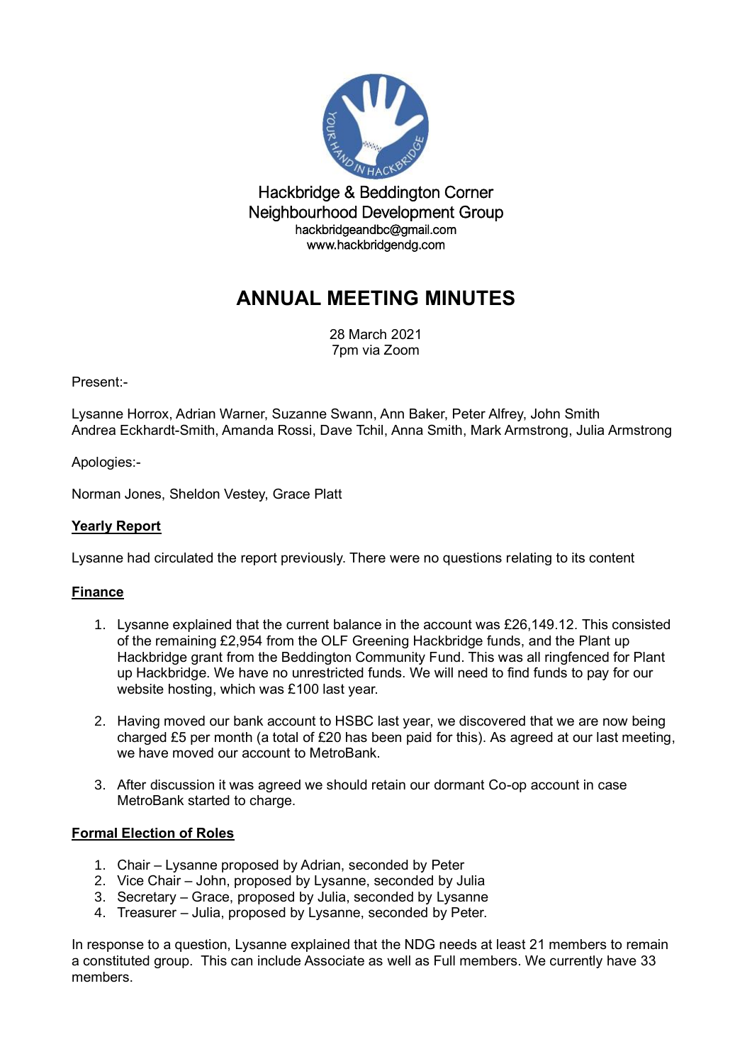Hackbridge & Beddington Corner
Neighbourhood Development Group
hackbridgeandbc@gmail.com
www.hackbridgendg.com

# ANNUAL MEETING MINUTES

28 March 2021
7pm via Zoom

Present:-

Lysanne Horrox, Adrian Warner, Suzanne Swann, Ann Baker, Peter Alfrey, John Smith
Andrea Eckhardt-Smith, Amanda Rossi, Dave Tchil, Anna Smith, Mark Armstrong, Julia Armstrong

Apologies:-

Norman Jones, Sheldon Vestey, Grace Platt

**Yearly Report**

Lysanne had circulated the report previously. There were no questions relating to its content

**Finance**

1. Lysanne explained that the current balance in the account was £26,149.12. This consisted of the remaining £2,954 from the OLF Greening Hackbridge funds, and the Plant up Hackbridge grant from the Beddington Community Fund. This was all ringfenced for Plant up Hackbridge. We have no unrestricted funds. We will need to find funds to pay for our website hosting, which was £100 last year.

2. Having moved our bank account to HSBC last year, we discovered that we are now being charged £5 per month (a total of £20 has been paid for this). As agreed at our last meeting, we have moved our account to MetroBank.

3. After discussion it was agreed we should retain our dormant Co-op account in case MetroBank started to charge.

**Formal Election of Roles**

1. Chair – Lysanne proposed by Adrian, seconded by Peter
2. Vice Chair – John, proposed by Lysanne, seconded by Julia
3. Secretary – Grace, proposed by Julia, seconded by Lysanne
4. Treasurer – Julia, proposed by Lysanne, seconded by Peter.

In response to a question, Lysanne explained that the NDG needs at least 21 members to remain a constituted group. This can include Associate as well as Full members. We currently have 33 members.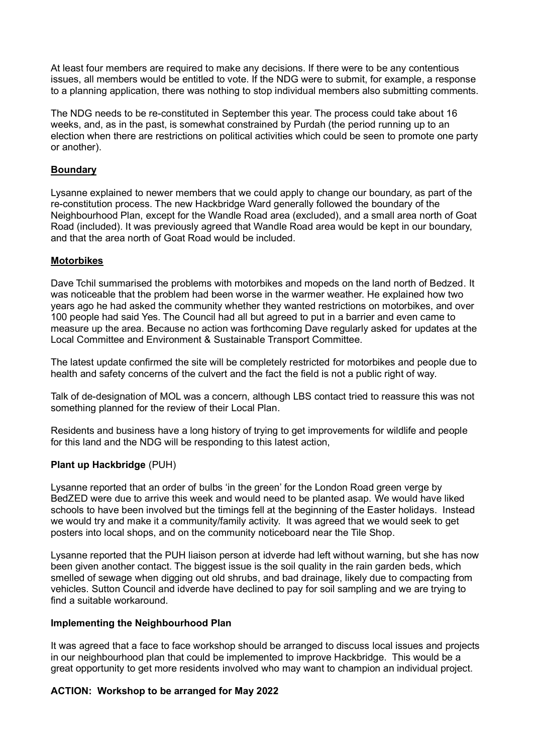At least four members are required to make any decisions. If there were to be any contentious issues, all members would be entitled to vote. If the NDG were to submit, for example, a response to a planning application, there was nothing to stop individual members also submitting comments.

The NDG needs to be re-constituted in September this year. The process could take about 16 weeks, and, as in the past, is somewhat constrained by Purdah (the period running up to an election when there are restrictions on political activities which could be seen to promote one party or another).

**<u>Boundary</u>**

Lysanne explained to newer members that we could apply to change our boundary, as part of the re-constitution process. The new Hackbridge Ward generally followed the boundary of the Neighbourhood Plan, except for the Wandle Road area (excluded), and a small area north of Goat Road (included). It was previously agreed that Wandle Road area would be kept in our boundary, and that the area north of Goat Road would be included.

**<u>Motorbikes</u>**

Dave Tchil summarised the problems with motorbikes and mopeds on the land north of Bedzed. It was noticeable that the problem had been worse in the warmer weather. He explained how two years ago he had asked the community whether they wanted restrictions on motorbikes, and over 100 people had said Yes. The Council had all but agreed to put in a barrier and even came to measure up the area. Because no action was forthcoming Dave regularly asked for updates at the Local Committee and Environment & Sustainable Transport Committee.

The latest update confirmed the site will be completely restricted for motorbikes and people due to health and safety concerns of the culvert and the fact the field is not a public right of way.

Talk of de-designation of MOL was a concern, although LBS contact tried to reassure this was not something planned for the review of their Local Plan.

Residents and business have a long history of trying to get improvements for wildlife and people for this land and the NDG will be responding to this latest action,

**Plant up Hackbridge** (PUH)

Lysanne reported that an order of bulbs 'in the green' for the London Road green verge by BedZED were due to arrive this week and would need to be planted asap. We would have liked schools to have been involved but the timings fell at the beginning of the Easter holidays. Instead we would try and make it a community/family activity. It was agreed that we would seek to get posters into local shops, and on the community noticeboard near the Tile Shop.

Lysanne reported that the PUH liaison person at idverde had left without warning, but she has now been given another contact. The biggest issue is the soil quality in the rain garden beds, which smelled of sewage when digging out old shrubs, and bad drainage, likely due to compacting from vehicles. Sutton Council and idverde have declined to pay for soil sampling and we are trying to find a suitable workaround.

**Implementing the Neighbourhood Plan**

It was agreed that a face to face workshop should be arranged to discuss local issues and projects in our neighbourhood plan that could be implemented to improve Hackbridge. This would be a great opportunity to get more residents involved who may want to champion an individual project.

**ACTION: Workshop to be arranged for May 2022**